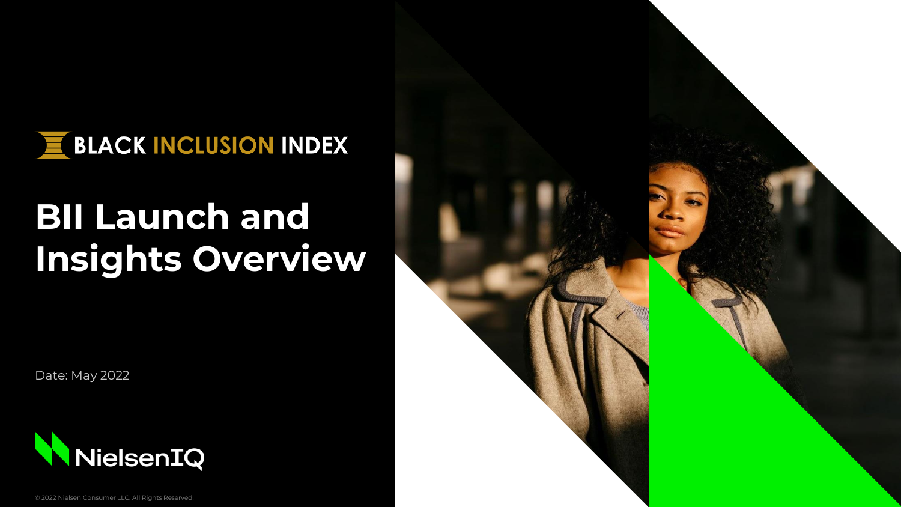BLACK INCLUSION INDEX

# BII Launch and Insights Overview

Date: May 2022

NielsenIQ

© 2022 Nielsen Consumer LLC. All Rights Reserved.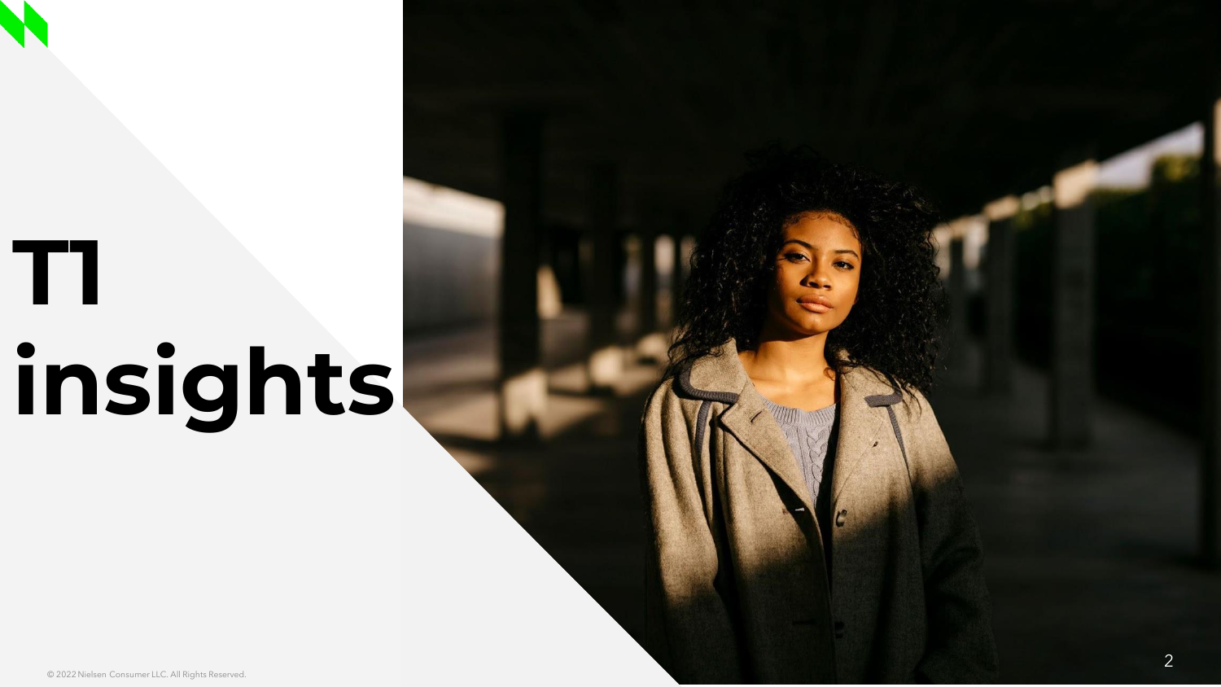# T1 insights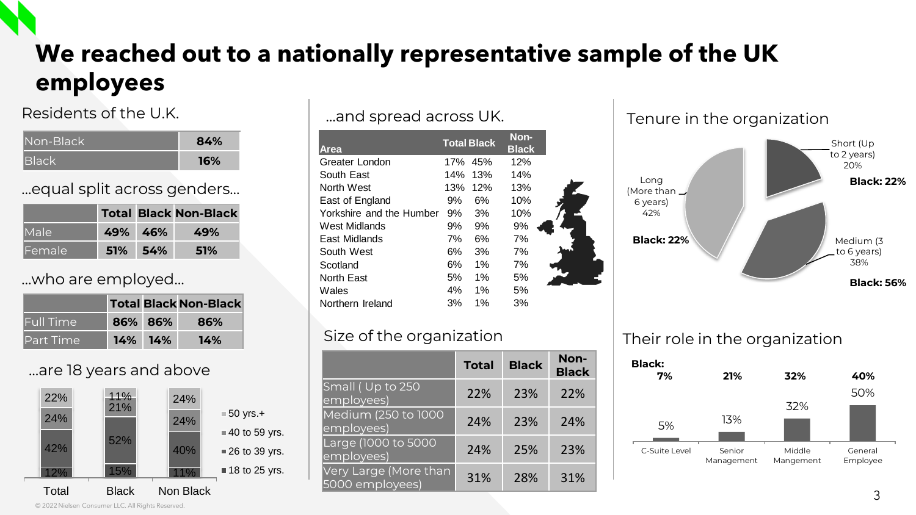# We reached out to a nationally representative sample of the UK employees

## Residents of the U.K.

| | |
|---|---|
| Non-Black | **84%** |
| Black | **16%** |

## ...equal split across genders...

| | Total | Black | Non-Black |
|---|---|---|---|
| Male | **49%** | **46%** | **49%** |
| Female | **51%** | **54%** | **51%** |

## ...who are employed...

| | Total | Black | Non-Black |
|---|---|---|---|
| Full Time | **86%** | **86%** | **86%** |
| Part Time | **14%** | **14%** | **14%** |

## ...are 18 years and above

| | Total | Black | Non Black |
|---|---|---|---|
| 50 yrs.+ | 22% | 11% | 24% |
| 40 to 59 yrs. | 24% | 21% | 24% |
| 26 to 39 yrs. | 42% | 52% | 40% |
| 18 to 25 yrs. | 12% | 15% | 11% |

## ...and spread across UK.

| Area | Total | Black | Non-Black |
|---|---|---|---|
| Greater London | 17% | 45% | 12% |
| South East | 14% | 13% | 14% |
| North West | 13% | 12% | 13% |
| East of England | 9% | 6% | 10% |
| Yorkshire and the Humber | 9% | 3% | 10% |
| West Midlands | 9% | 9% | 9% |
| East Midlands | 7% | 6% | 7% |
| South West | 6% | 3% | 7% |
| Scotland | 6% | 1% | 7% |
| North East | 5% | 1% | 5% |
| Wales | 4% | 1% | 5% |
| Northern Ireland | 3% | 1% | 3% |

## Size of the organization

| | Total | Black | Non-Black |
|---|---|---|---|
| Small ( Up to 250 employees) | 22% | 23% | 22% |
| Medium (250 to 1000 employees) | 24% | 23% | 24% |
| Large (1000 to 5000 employees) | 24% | 25% | 23% |
| Very Large (More than 5000 employees) | 31% | 28% | 31% |

## Tenure in the organization

| Tenure | Total | Black |
|---|---|---|
| Short (Up to 2 years) | 20% | 22% |
| Medium (3 to 6 years) | 38% | 56% |
| Long (More than 6 years) | 42% | 22% |

## Their role in the organization

| | C-Suite Level | Senior Management | Middle Mangement | General Employee |
|---|---|---|---|---|
| Total | 5% | 13% | 32% | 50% |
| Black | 7% | 21% | 32% | 40% |

© 2022 Nielsen Consumer LLC. All Rights Reserved.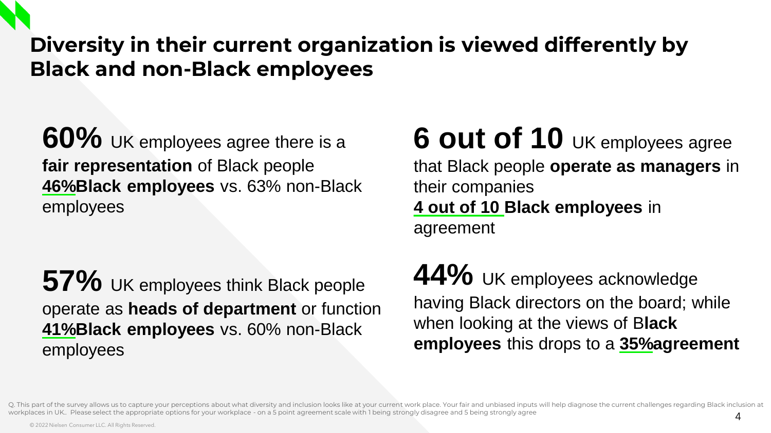# Diversity in their current organization is viewed differently by Black and non-Black employees

**60%** UK employees agree there is a **fair representation** of Black people
**46%Black employees** vs. 63% non-Black employees

**57%** UK employees think Black people operate as **heads of department** or function
**41%Black employees** vs. 60% non-Black employees

**6 out of 10** UK employees agree that Black people **operate as managers** in their companies
**4 out of 10 Black employees** in agreement

**44%** UK employees acknowledge having Black directors on the board; while when looking at the views of B**lack employees** this drops to a **35%agreement**

Q. This part of the survey allows us to capture your perceptions about what diversity and inclusion looks like at your current work place. Your fair and unbiased inputs will help diagnose the current challenges regarding Black inclusion at workplaces in UK.. Please select the appropriate options for your workplace - on a 5 point agreement scale with 1 being strongly disagree and 5 being strongly agree

© 2022 Nielsen Consumer LLC. All Rights Reserved.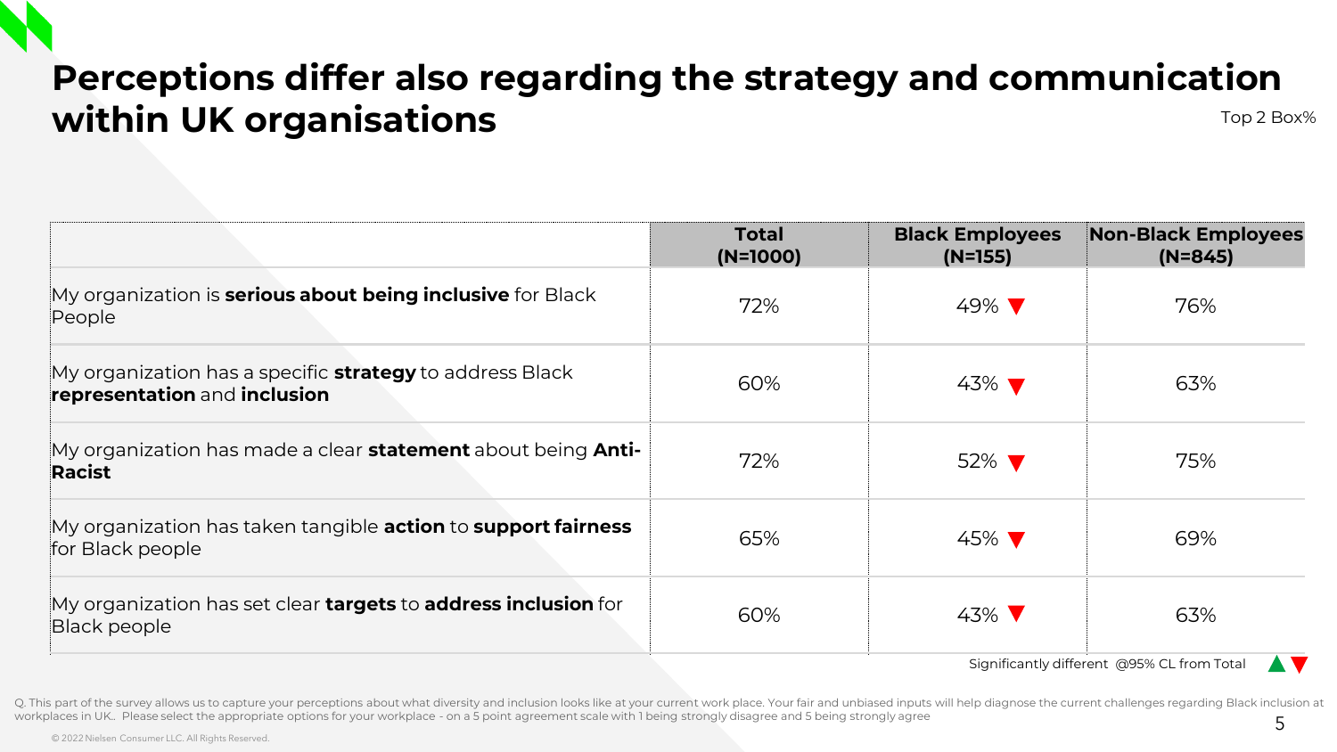# Perceptions differ also regarding the strategy and communication within UK organisations

Top 2 Box%

| | Total (N=1000) | Black Employees (N=155) | Non-Black Employees (N=845) |
|---|---|---|---|
| My organization is **serious about being inclusive** for Black People | 72% | 49% ▼ | 76% |
| My organization has a specific **strategy** to address Black **representation** and **inclusion** | 60% | 43% ▼ | 63% |
| My organization has made a clear **statement** about being **Anti-Racist** | 72% | 52% ▼ | 75% |
| My organization has taken tangible **action** to **support fairness** for Black people | 65% | 45% ▼ | 69% |
| My organization has set clear **targets** to **address inclusion** for Black people | 60% | 43% ▼ | 63% |

Significantly different @95% CL from Total ▲▼

Q. This part of the survey allows us to capture your perceptions about what diversity and inclusion looks like at your current work place. Your fair and unbiased inputs will help diagnose the current challenges regarding Black inclusion at workplaces in UK.. Please select the appropriate options for your workplace - on a 5 point agreement scale with 1 being strongly disagree and 5 being strongly agree

© 2022 Nielsen Consumer LLC. All Rights Reserved.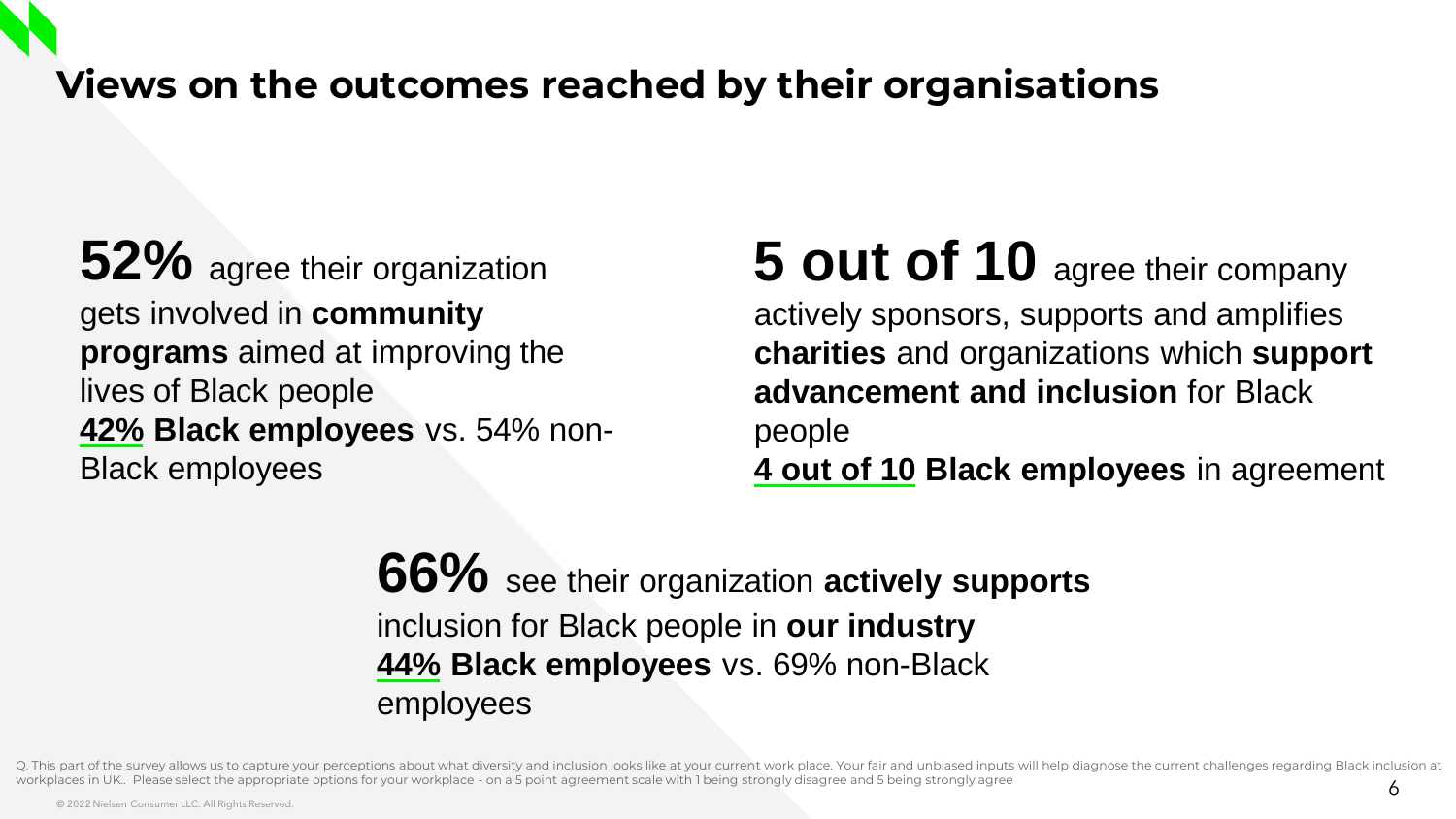# Views on the outcomes reached by their organisations

**52%** agree their organization gets involved in **community programs** aimed at improving the lives of Black people
**42% Black employees** vs. 54% non-Black employees

**5 out of 10** agree their company actively sponsors, supports and amplifies **charities** and organizations which **support advancement and inclusion** for Black people
**4 out of 10 Black employees** in agreement

**66%** see their organization **actively supports** inclusion for Black people in **our industry**
**44% Black employees** vs. 69% non-Black employees

Q. This part of the survey allows us to capture your perceptions about what diversity and inclusion looks like at your current work place. Your fair and unbiased inputs will help diagnose the current challenges regarding Black inclusion at workplaces in UK.. Please select the appropriate options for your workplace - on a 5 point agreement scale with 1 being strongly disagree and 5 being strongly agree

© 2022 Nielsen Consumer LLC. All Rights Reserved.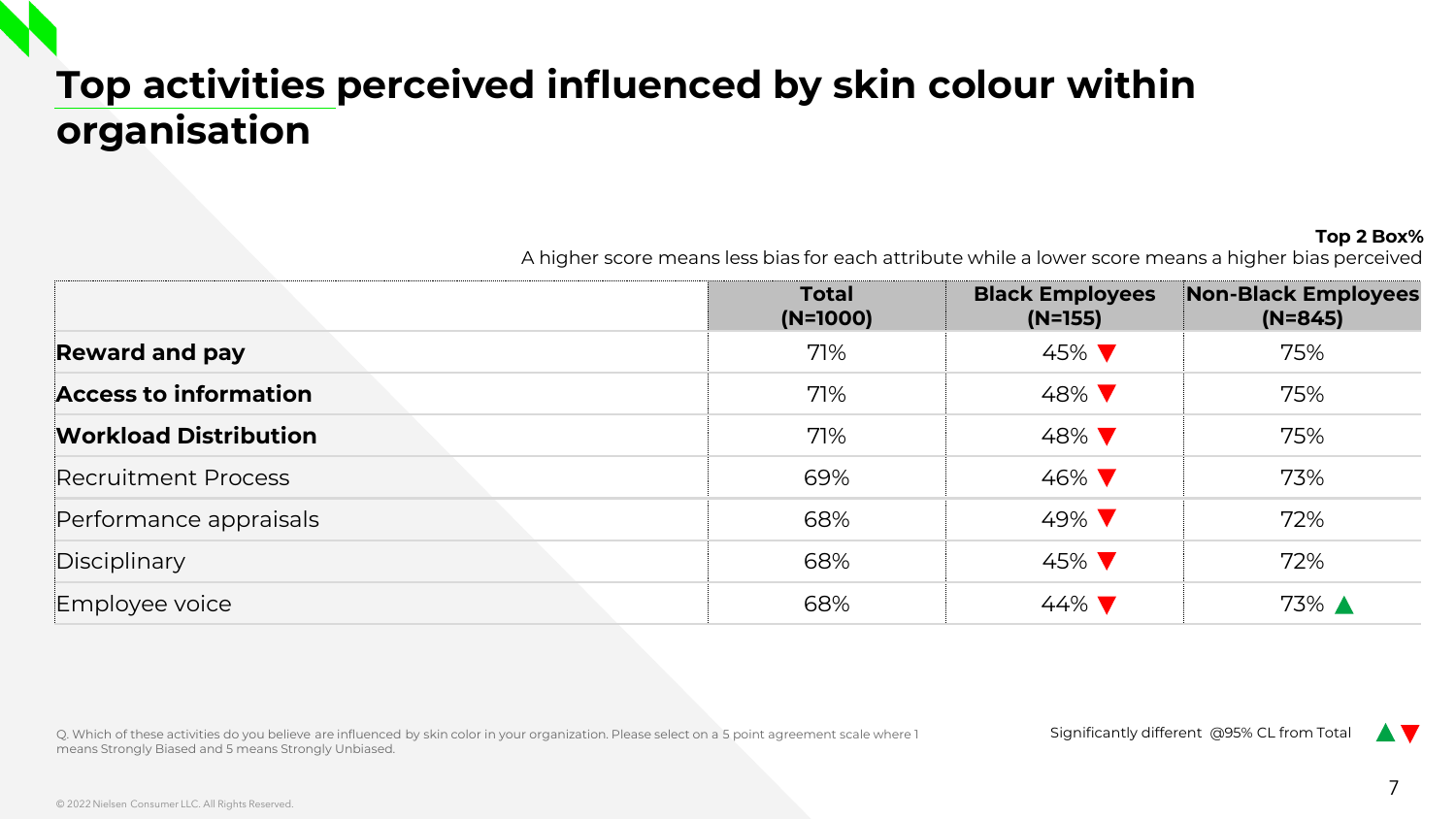# Top activities perceived influenced by skin colour within organisation

**Top 2 Box%**

A higher score means less bias for each attribute while a lower score means a higher bias perceived

| | Total (N=1000) | Black Employees (N=155) | Non-Black Employees (N=845) |
|---|---|---|---|
| **Reward and pay** | 71% | 45% ▼ | 75% |
| **Access to information** | 71% | 48% ▼ | 75% |
| **Workload Distribution** | 71% | 48% ▼ | 75% |
| Recruitment Process | 69% | 46% ▼ | 73% |
| Performance appraisals | 68% | 49% ▼ | 72% |
| Disciplinary | 68% | 45% ▼ | 72% |
| Employee voice | 68% | 44% ▼ | 73% ▲ |

Q. Which of these activities do you believe are influenced by skin color in your organization. Please select on a 5 point agreement scale where 1 means Strongly Biased and 5 means Strongly Unbiased.

Significantly different @95% CL from Total ▲▼

© 2022 Nielsen Consumer LLC. All Rights Reserved.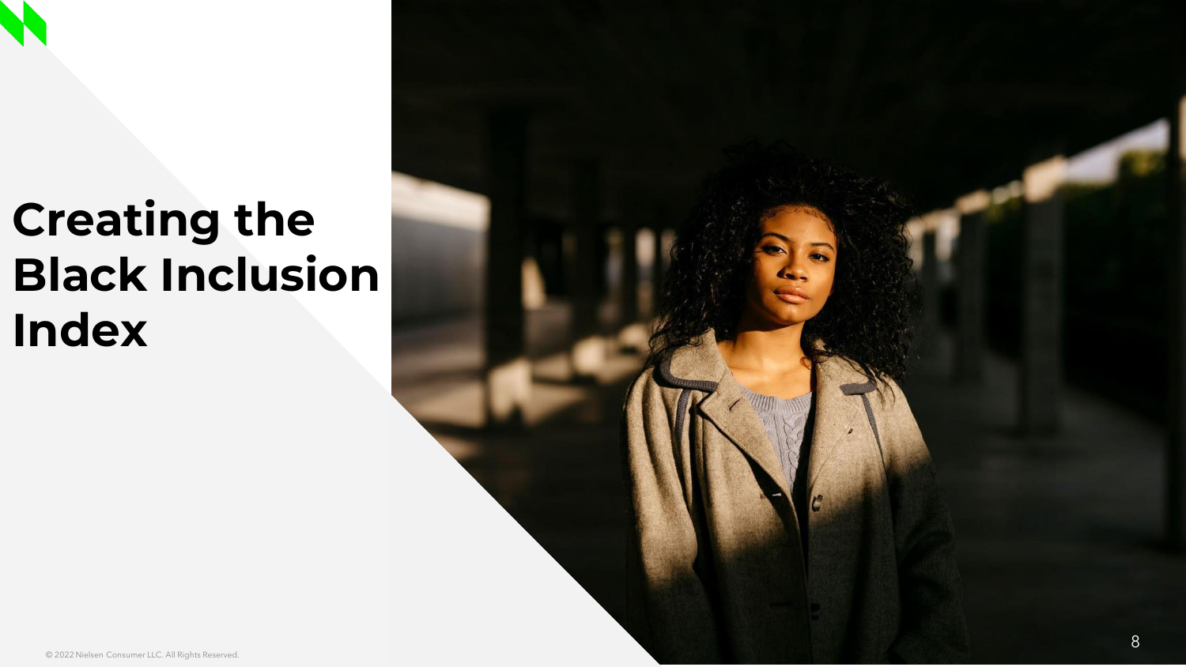# Creating the Black Inclusion Index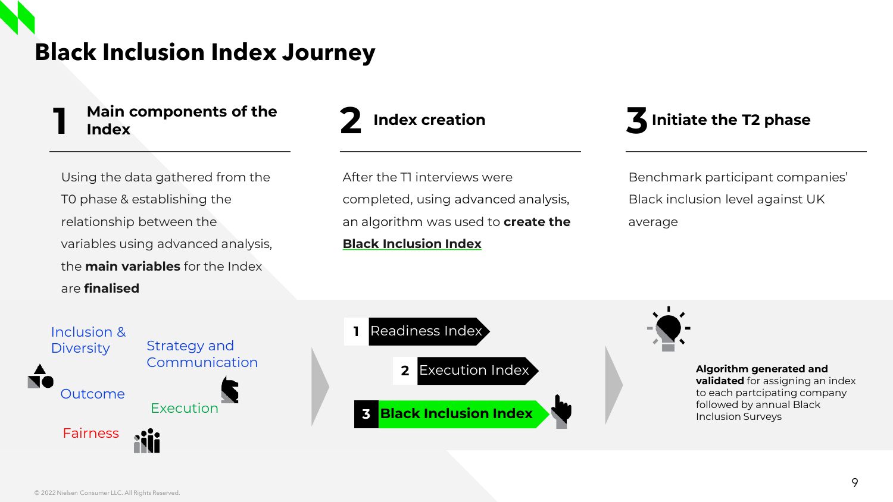# Black Inclusion Index Journey

## 1 Main components of the Index

Using the data gathered from the T0 phase & establishing the relationship between the variables using advanced analysis, the **main variables** for the Index are **finalised**

- Inclusion & Diversity
- Strategy and Communication
- Outcome
- Execution
- Fairness

## 2 Index creation

After the T1 interviews were completed, using advanced analysis, an algorithm was used to **create the Black Inclusion Index**

1. Readiness Index
2. Execution Index
3. **Black Inclusion Index**

## 3 Initiate the T2 phase

Benchmark participant companies' Black inclusion level against UK average

**Algorithm generated and validated** for assigning an index to each partcipating company followed by annual Black Inclusion Surveys

© 2022 Nielsen Consumer LLC. All Rights Reserved.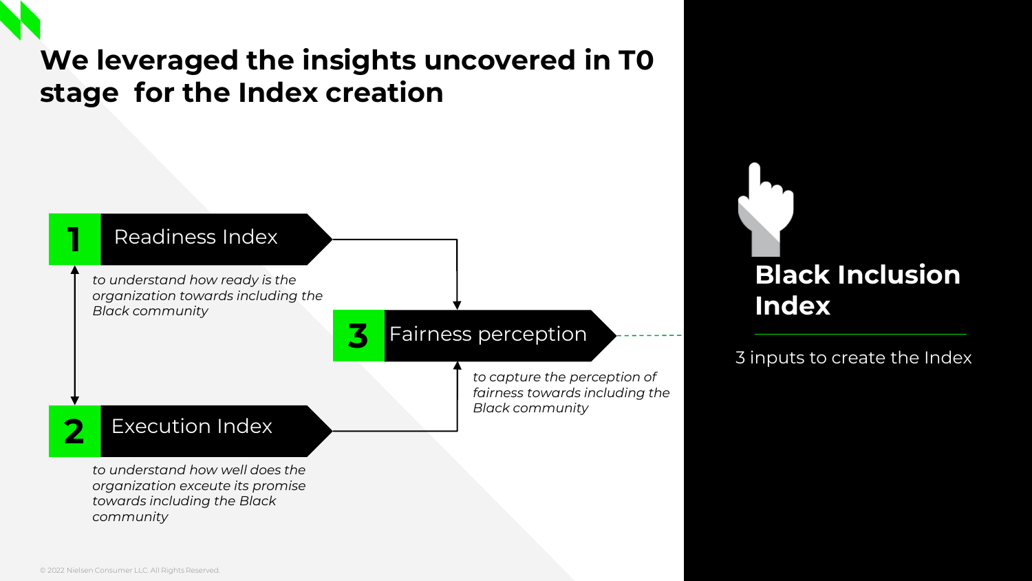# We leveraged the insights uncovered in T0 stage for the Index creation

**1 Readiness Index**

*to understand how ready is the organization towards including the Black community*

**2 Execution Index**

*to understand how well does the organization exceute its promise towards including the Black community*

**3 Fairness perception**

*to capture the perception of fairness towards including the Black community*

## Black Inclusion Index

3 inputs to create the Index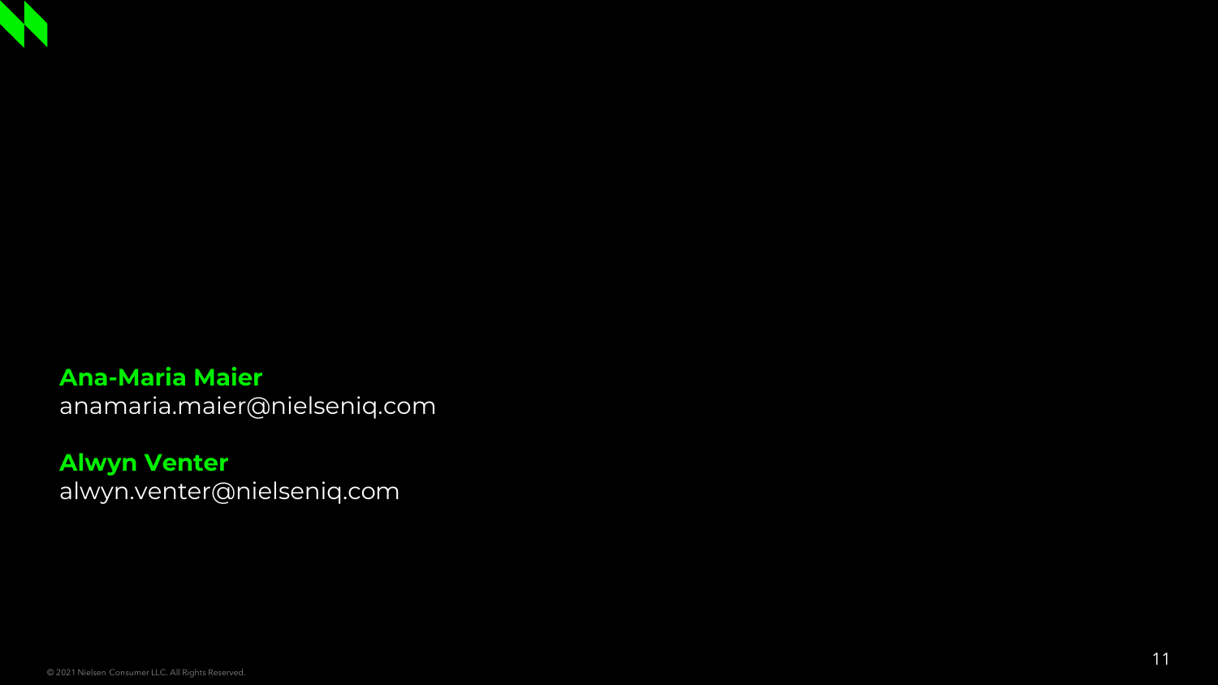**Ana-Maria Maier**
anamaria.maier@nielseniq.com

**Alwyn Venter**
alwyn.venter@nielseniq.com